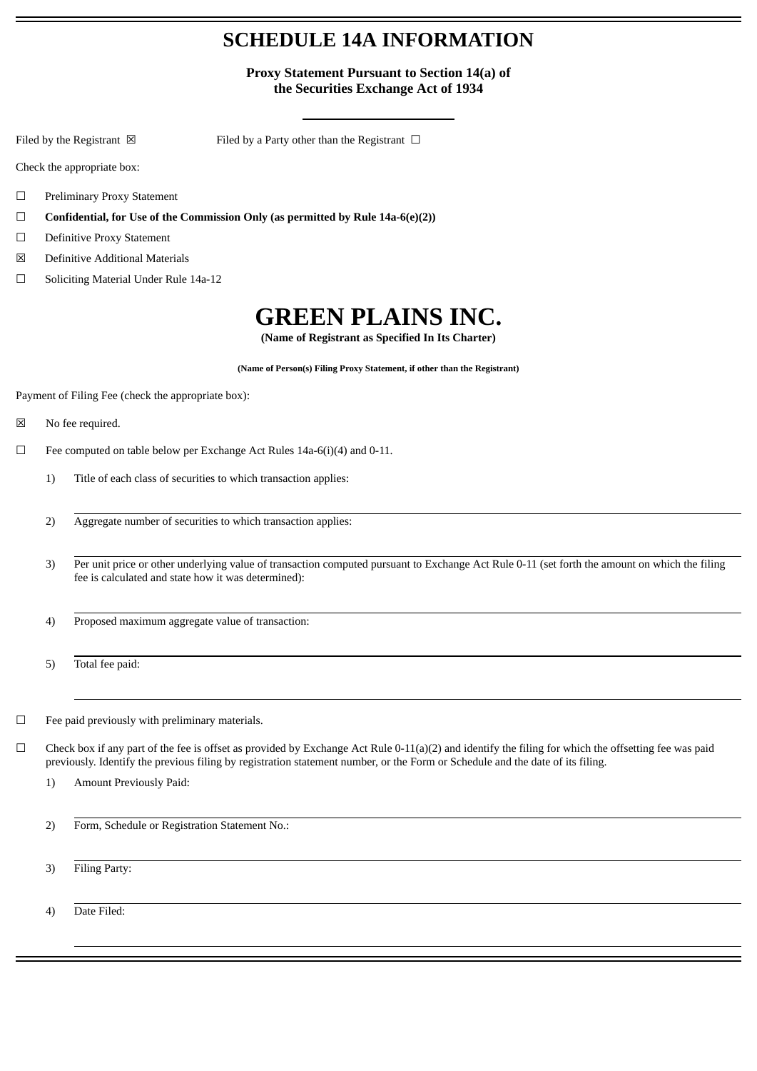# SCHEDULE 14A INFORMATION

**Proxy Statement Pursuant to Section 14(a) of the Securities Exchange Act of 1934**

Filed by the Registrant ☒     Filed by a Party other than the Registrant ☐

Check the appropriate box:

☐ Preliminary Proxy Statement

☐ **Confidential, for Use of the Commission Only (as permitted by Rule 14a-6(e)(2))**

☐ Definitive Proxy Statement

☒ Definitive Additional Materials

☐ Soliciting Material Under Rule 14a-12

# GREEN PLAINS INC.

**(Name of Registrant as Specified In Its Charter)**

**(Name of Person(s) Filing Proxy Statement, if other than the Registrant)**

Payment of Filing Fee (check the appropriate box):

☒ No fee required.

☐ Fee computed on table below per Exchange Act Rules 14a-6(i)(4) and 0-11.

1) Title of each class of securities to which transaction applies:

2) Aggregate number of securities to which transaction applies:

3) Per unit price or other underlying value of transaction computed pursuant to Exchange Act Rule 0-11 (set forth the amount on which the filing fee is calculated and state how it was determined):

4) Proposed maximum aggregate value of transaction:

5) Total fee paid:

☐ Fee paid previously with preliminary materials.

☐ Check box if any part of the fee is offset as provided by Exchange Act Rule 0-11(a)(2) and identify the filing for which the offsetting fee was paid previously. Identify the previous filing by registration statement number, or the Form or Schedule and the date of its filing.

1) Amount Previously Paid:

2) Form, Schedule or Registration Statement No.:

3) Filing Party:

4) Date Filed: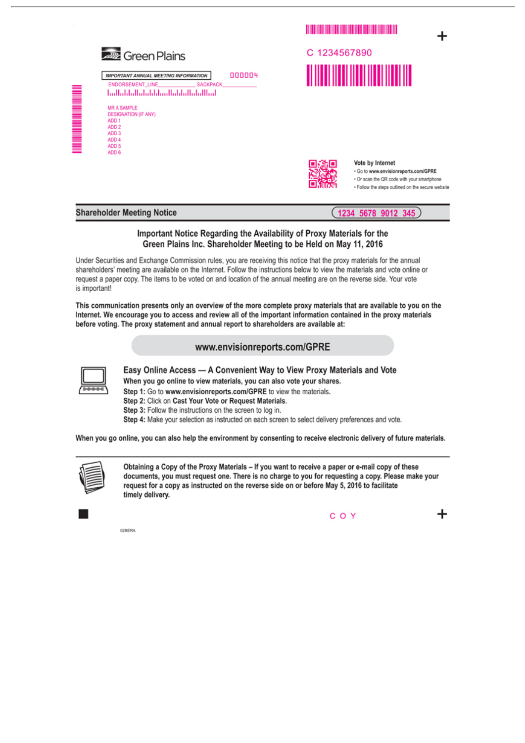Green Plains

IMPORTANT ANNUAL MEETING INFORMATION

000004

ENDORSEMENT_LINE______________ SACKPACK_____________

MR A SAMPLE
DESIGNATION (IF ANY)
ADD 1
ADD 2
ADD 3
ADD 4
ADD 5
ADD 6

C 1234567890

**Vote by Internet**

- Go to **www.envisionreports.com/GPRE**
- Or scan the QR code with your smartphone
- Follow the steps outlined on the secure website

## Shareholder Meeting Notice

1234 5678 9012 345

### Important Notice Regarding the Availability of Proxy Materials for the Green Plains Inc. Shareholder Meeting to be Held on May 11, 2016

Under Securities and Exchange Commission rules, you are receiving this notice that the proxy materials for the annual shareholders' meeting are available on the Internet. Follow the instructions below to view the materials and vote online or request a paper copy. The items to be voted on and location of the annual meeting are on the reverse side. Your vote is important!

**This communication presents only an overview of the more complete proxy materials that are available to you on the Internet. We encourage you to access and review all of the important information contained in the proxy materials before voting. The proxy statement and annual report to shareholders are available at:**

**www.envisionreports.com/GPRE**

### Easy Online Access — A Convenient Way to View Proxy Materials and Vote

**When you go online to view materials, you can also vote your shares.**

**Step 1:** Go to **www.envisionreports.com/GPRE** to view the materials.
**Step 2:** Click on **Cast Your Vote or Request Materials**.
**Step 3:** Follow the instructions on the screen to log in.
**Step 4:** Make your selection as instructed on each screen to select delivery preferences and vote.

**When you go online, you can also help the environment by consenting to receive electronic delivery of future materials.**

**Obtaining a Copy of the Proxy Materials – If you want to receive a paper or e-mail copy of these documents, you must request one. There is no charge to you for requesting a copy. Please make your request for a copy as instructed on the reverse side on or before May 5, 2016 to facilitate timely delivery.**

C O Y

02BERA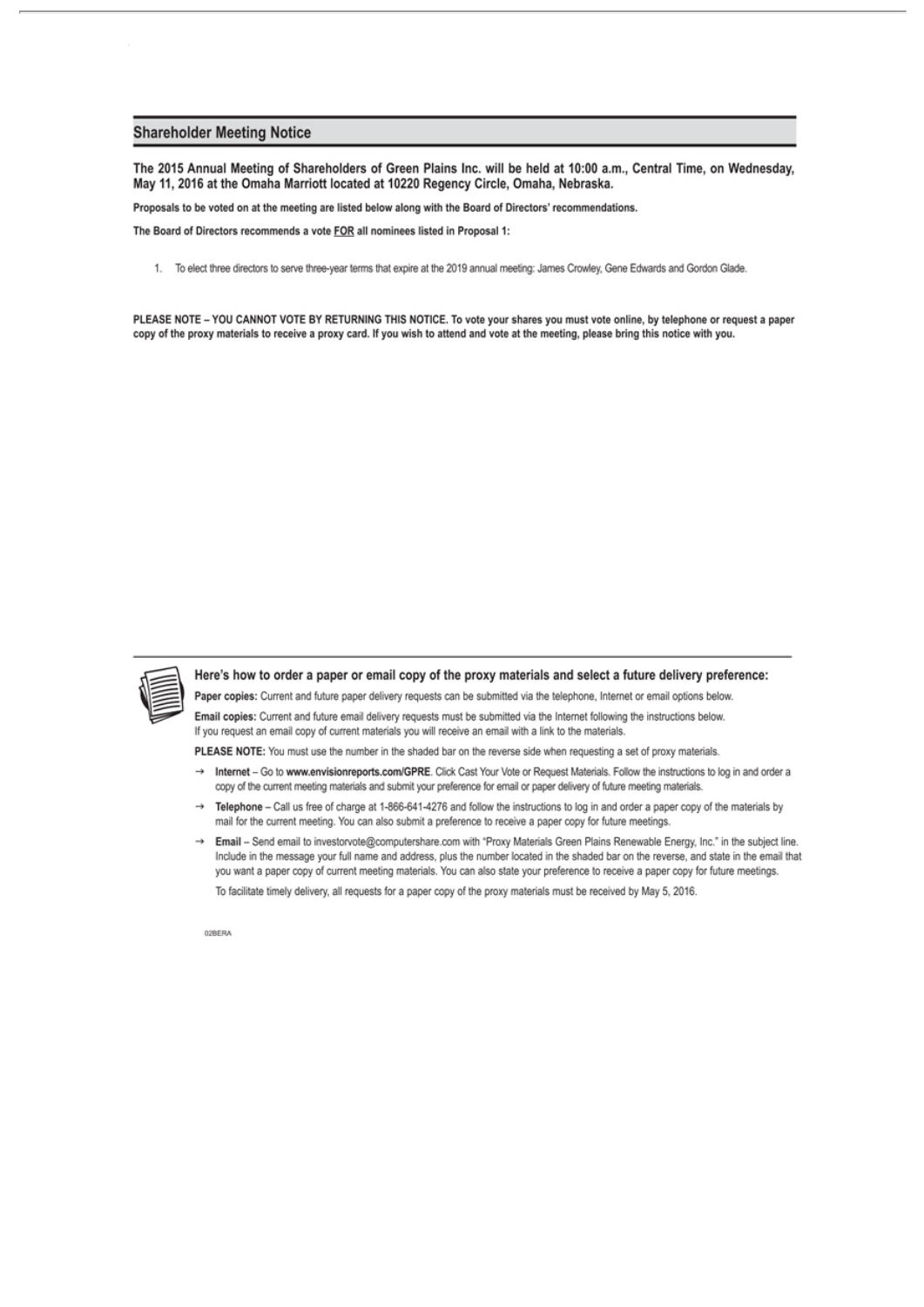## Shareholder Meeting Notice

**The 2015 Annual Meeting of Shareholders of Green Plains Inc. will be held at 10:00 a.m., Central Time, on Wednesday, May 11, 2016 at the Omaha Marriott located at 10220 Regency Circle, Omaha, Nebraska.**

**Proposals to be voted on at the meeting are listed below along with the Board of Directors' recommendations.**

**The Board of Directors recommends a vote FOR all nominees listed in Proposal 1:**

1. To elect three directors to serve three-year terms that expire at the 2019 annual meeting: James Crowley, Gene Edwards and Gordon Glade.

**PLEASE NOTE – YOU CANNOT VOTE BY RETURNING THIS NOTICE. To vote your shares you must vote online, by telephone or request a paper copy of the proxy materials to receive a proxy card. If you wish to attend and vote at the meeting, please bring this notice with you.**

---

### Here's how to order a paper or email copy of the proxy materials and select a future delivery preference:

**Paper copies:** Current and future paper delivery requests can be submitted via the telephone, Internet or email options below.

**Email copies:** Current and future email delivery requests must be submitted via the Internet following the instructions below. If you request an email copy of current materials you will receive an email with a link to the materials.

**PLEASE NOTE:** You must use the number in the shaded bar on the reverse side when requesting a set of proxy materials.

→ **Internet** – Go to **www.envisionreports.com/GPRE**. Click Cast Your Vote or Request Materials. Follow the instructions to log in and order a copy of the current meeting materials and submit your preference for email or paper delivery of future meeting materials.

→ **Telephone** – Call us free of charge at 1-866-641-4276 and follow the instructions to log in and order a paper copy of the materials by mail for the current meeting. You can also submit a preference to receive a paper copy for future meetings.

→ **Email** – Send email to investorvote@computershare.com with "Proxy Materials Green Plains Renewable Energy, Inc." in the subject line. Include in the message your full name and address, plus the number located in the shaded bar on the reverse, and state in the email that you want a paper copy of current meeting materials. You can also state your preference to receive a paper copy for future meetings.

To facilitate timely delivery, all requests for a paper copy of the proxy materials must be received by May 5, 2016.

02BERA